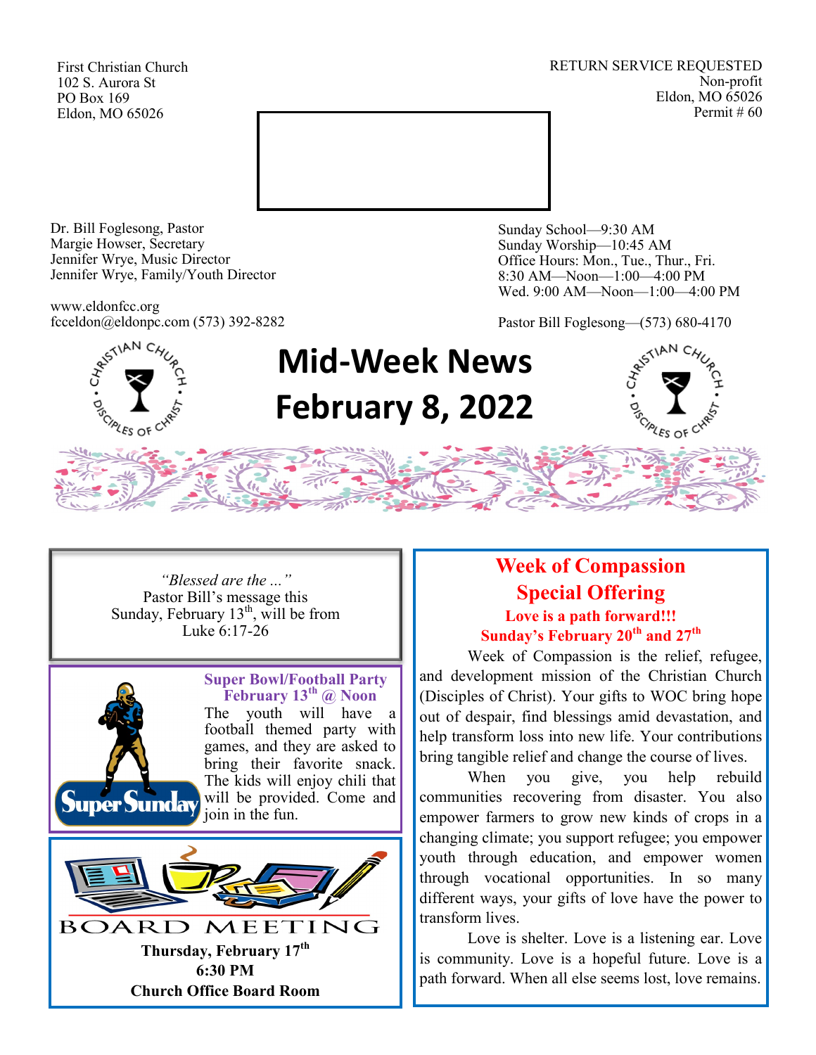First Christian Church
102 S. Aurora St
PO Box 169
Eldon, MO 65026

RETURN SERVICE REQUESTED
Non-profit
Eldon, MO 65026
Permit # 60

Dr. Bill Foglesong, Pastor
Margie Howser, Secretary
Jennifer Wrye, Music Director
Jennifer Wrye, Family/Youth Director

www.eldonfcc.org
fcceldon@eldonpc.com (573) 392-8282

Sunday School—9:30 AM
Sunday Worship—10:45 AM
Office Hours: Mon., Tue., Thur., Fri.
8:30 AM—Noon—1:00—4:00 PM
Wed. 9:00 AM—Noon—1:00—4:00 PM

Pastor Bill Foglesong—(573) 680-4170

# Mid-Week News
# February 8, 2022

*"Blessed are the ..."*
Pastor Bill's message this Sunday, February 13th, will be from Luke 6:17-26

## Super Bowl/Football Party
### February 13th @ Noon

The youth will have a football themed party with games, and they are asked to bring their favorite snack. The kids will enjoy chili that will be provided. Come and join in the fun.

## BOARD MEETING

**Thursday, February 17th**
**6:30 PM**
**Church Office Board Room**

## Week of Compassion
## Special Offering

**Love is a path forward!!!**
**Sunday's February 20th and 27th**

Week of Compassion is the relief, refugee, and development mission of the Christian Church (Disciples of Christ). Your gifts to WOC bring hope out of despair, find blessings amid devastation, and help transform loss into new life. Your contributions bring tangible relief and change the course of lives.

When you give, you help rebuild communities recovering from disaster. You also empower farmers to grow new kinds of crops in a changing climate; you support refugee; you empower youth through education, and empower women through vocational opportunities. In so many different ways, your gifts of love have the power to transform lives.

Love is shelter. Love is a listening ear. Love is community. Love is a hopeful future. Love is a path forward. When all else seems lost, love remains.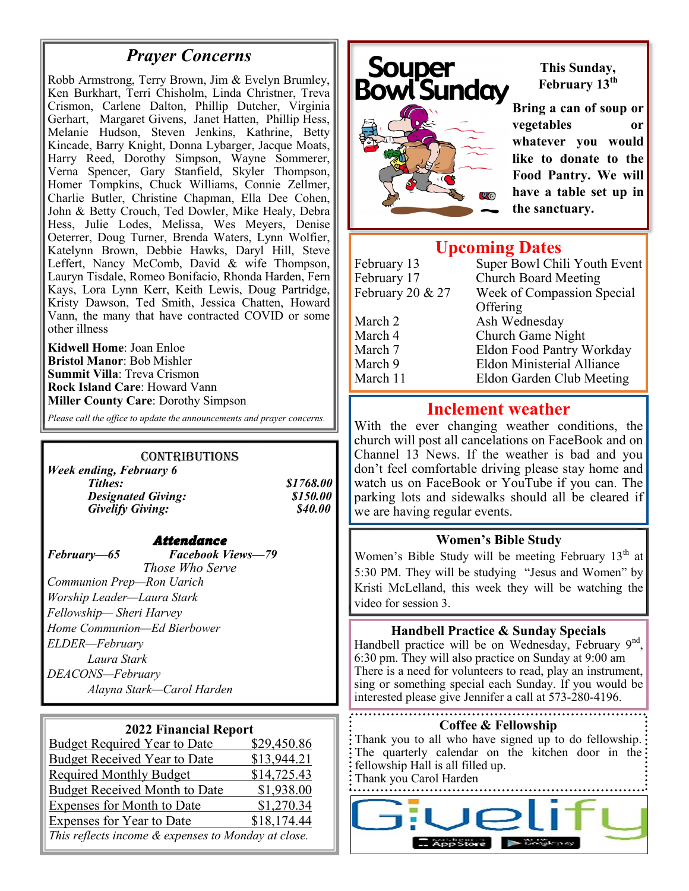## Prayer Concerns

Robb Armstrong, Terry Brown, Jim & Evelyn Brumley, Ken Burkhart, Terri Chisholm, Linda Christner, Treva Crismon, Carlene Dalton, Phillip Dutcher, Virginia Gerhart, Margaret Givens, Janet Hatten, Phillip Hess, Melanie Hudson, Steven Jenkins, Kathrine, Betty Kincade, Barry Knight, Donna Lybarger, Jacque Moats, Harry Reed, Dorothy Simpson, Wayne Sommerer, Verna Spencer, Gary Stanfield, Skyler Thompson, Homer Tompkins, Chuck Williams, Connie Zellmer, Charlie Butler, Christine Chapman, Ella Dee Cohen, John & Betty Crouch, Ted Dowler, Mike Healy, Debra Hess, Julie Lodes, Melissa, Wes Meyers, Denise Oeterrer, Doug Turner, Brenda Waters, Lynn Wolfier, Katelynn Brown, Debbie Hawks, Daryl Hill, Steve Leffert, Nancy McComb, David & wife Thompson, Lauryn Tisdale, Romeo Bonifacio, Rhonda Harden, Fern Kays, Lora Lynn Kerr, Keith Lewis, Doug Partridge, Kristy Dawson, Ted Smith, Jessica Chatten, Howard Vann, the many that have contracted COVID or some other illness

**Kidwell Home**: Joan Enloe
**Bristol Manor**: Bob Mishler
**Summit Villa**: Treva Crismon
**Rock Island Care**: Howard Vann
**Miller County Care**: Dorothy Simpson

*Please call the office to update the announcements and prayer concerns.*

## CONTRIBUTIONS

***Week ending, February 6***

| | |
|---|---|
| ***Tithes:*** | ***$1768.00*** |
| ***Designated Giving:*** | ***$150.00*** |
| ***Givelify Giving:*** | ***$40.00*** |

### *Attendance*

***February—65*** ***Facebook Views—79***

*Those Who Serve*

*Communion Prep—Ron Uarich*
*Worship Leader—Laura Stark*
*Fellowship— Sheri Harvey*
*Home Communion—Ed Bierbower*
*ELDER—February*
*Laura Stark*
*DEACONS—February*
*Alayna Stark—Carol Harden*

## 2022 Financial Report

| | |
|---|---|
| Budget Required Year to Date | $29,450.86 |
| Budget Received Year to Date | $13,944.21 |
| Required Monthly Budget | $14,725.43 |
| Budget Received Month to Date | $1,938.00 |
| Expenses for Month to Date | $1,270.34 |
| Expenses for Year to Date | $18,174.44 |

*This reflects income & expenses to Monday at close.*

## Souper Bowl Sunday

**This Sunday, February 13th**

**Bring a can of soup or vegetables or whatever you would like to donate to the Food Pantry. We will have a table set up in the sanctuary.**

## Upcoming Dates

| | |
|---|---|
| February 13 | Super Bowl Chili Youth Event |
| February 17 | Church Board Meeting |
| February 20 & 27 | Week of Compassion Special Offering |
| March 2 | Ash Wednesday |
| March 4 | Church Game Night |
| March 7 | Eldon Food Pantry Workday |
| March 9 | Eldon Ministerial Alliance |
| March 11 | Eldon Garden Club Meeting |

## Inclement weather

With the ever changing weather conditions, the church will post all cancelations on FaceBook and on Channel 13 News. If the weather is bad and you don't feel comfortable driving please stay home and watch us on FaceBook or YouTube if you can. The parking lots and sidewalks should all be cleared if we are having regular events.

### Women's Bible Study

Women's Bible Study will be meeting February 13th at 5:30 PM. They will be studying "Jesus and Women" by Kristi McLelland, this week they will be watching the video for session 3.

### Handbell Practice & Sunday Specials

Handbell practice will be on Wednesday, February 9nd, 6:30 pm. They will also practice on Sunday at 9:00 am There is a need for volunteers to read, play an instrument, sing or something special each Sunday. If you would be interested please give Jennifer a call at 573-280-4196.

### Coffee & Fellowship

Thank you to all who have signed up to do fellowship. The quarterly calendar on the kitchen door in the fellowship Hall is all filled up.
Thank you Carol Harden

Givelify